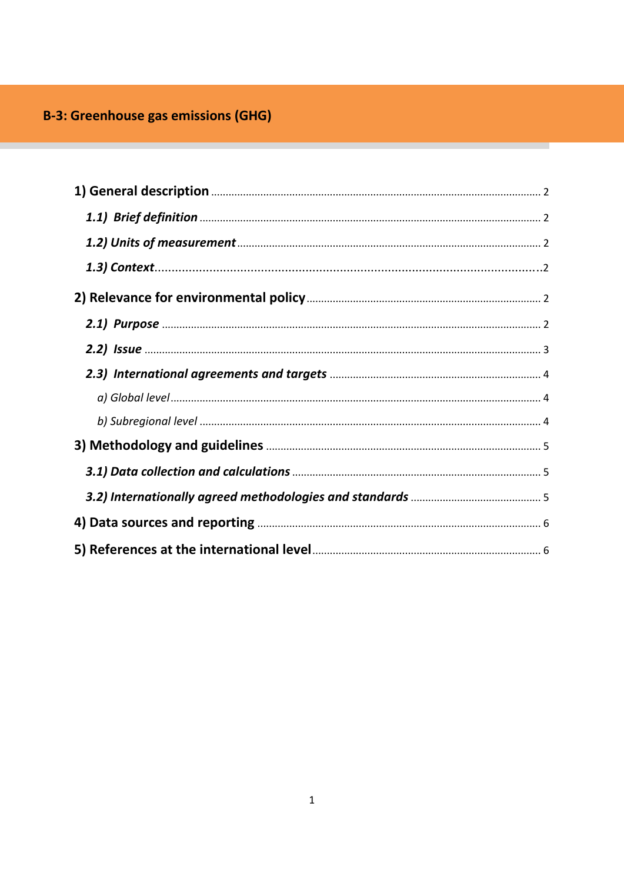# B-3: Greenhouse gas emissions (GHG)

**1) General description** ..................................................... 2

*1.1) Brief definition* ..................................................... 2

*1.2) Units of measurement* ..................................................... 2

*1.3) Context* ..................................................... 2

**2) Relevance for environmental policy** ..................................................... 2

*2.1) Purpose* ..................................................... 2

*2.2) Issue* ..................................................... 3

*2.3) International agreements and targets* ..................................................... 4

*a) Global level* ..................................................... 4

*b) Subregional level* ..................................................... 4

**3) Methodology and guidelines** ..................................................... 5

*3.1) Data collection and calculations* ..................................................... 5

*3.2) Internationally agreed methodologies and standards* ..................................................... 5

**4) Data sources and reporting** ..................................................... 6

**5) References at the international level** ..................................................... 6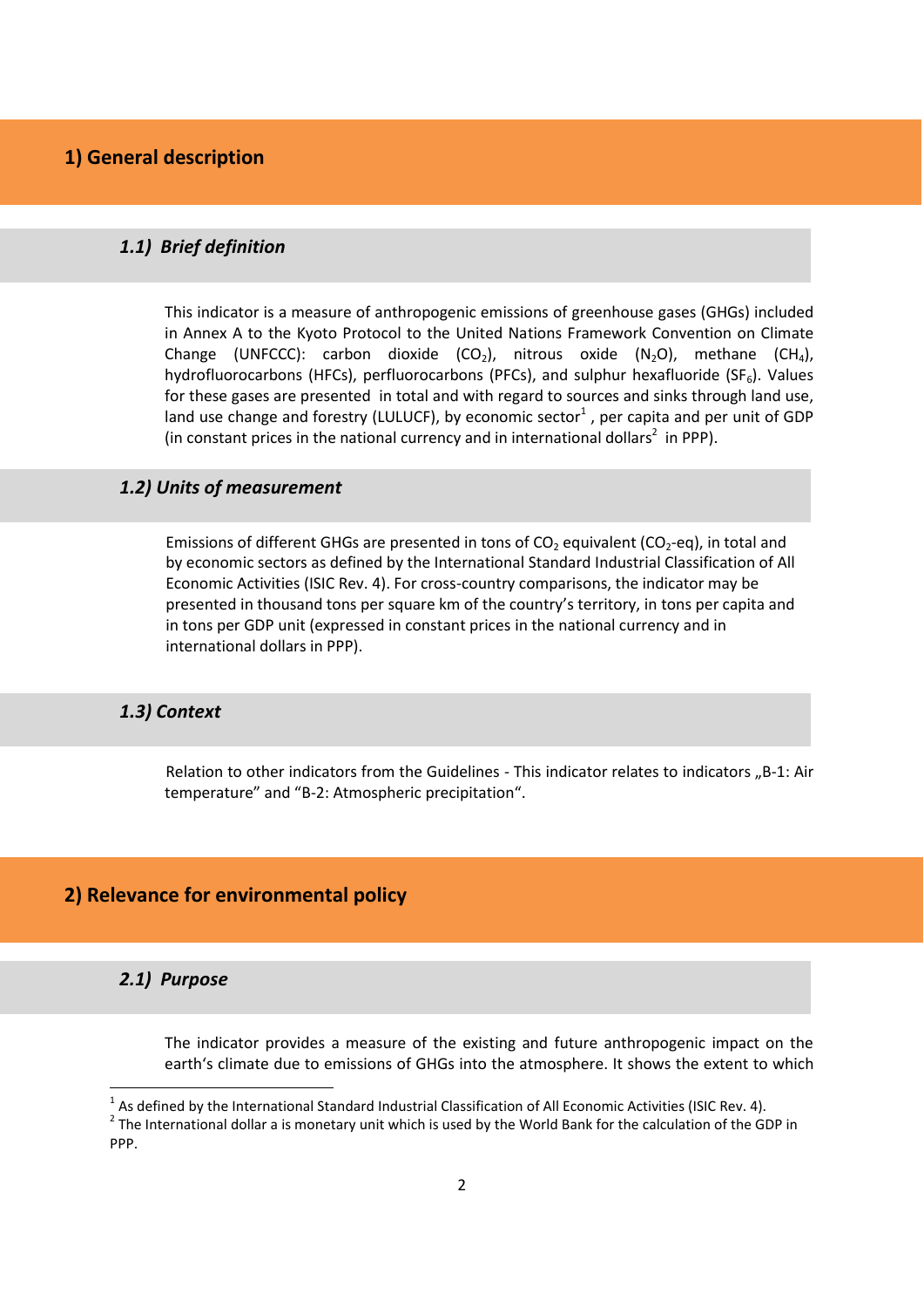## 1) General description

### *1.1) Brief definition*

This indicator is a measure of anthropogenic emissions of greenhouse gases (GHGs) included in Annex A to the Kyoto Protocol to the United Nations Framework Convention on Climate Change (UNFCCC): carbon dioxide ($CO_2$), nitrous oxide ($N_2O$), methane ($CH_4$), hydrofluorocarbons (HFCs), perfluorocarbons (PFCs), and sulphur hexafluoride ($SF_6$). Values for these gases are presented in total and with regard to sources and sinks through land use, land use change and forestry (LULUCF), by economic sector[1] , per capita and per unit of GDP (in constant prices in the national currency and in international dollars[2] in PPP).

### *1.2) Units of measurement*

Emissions of different GHGs are presented in tons of $CO_2$ equivalent ($CO_2$-eq), in total and by economic sectors as defined by the International Standard Industrial Classification of All Economic Activities (ISIC Rev. 4). For cross-country comparisons, the indicator may be presented in thousand tons per square km of the country's territory, in tons per capita and in tons per GDP unit (expressed in constant prices in the national currency and in international dollars in PPP).

### *1.3) Context*

Relation to other indicators from the Guidelines - This indicator relates to indicators „B-1: Air temperature" and "B-2: Atmospheric precipitation".

## 2) Relevance for environmental policy

### *2.1) Purpose*

The indicator provides a measure of the existing and future anthropogenic impact on the earth's climate due to emissions of GHGs into the atmosphere. It shows the extent to which

---

[1] As defined by the International Standard Industrial Classification of All Economic Activities (ISIC Rev. 4).

[2] The International dollar a is monetary unit which is used by the World Bank for the calculation of the GDP in PPP.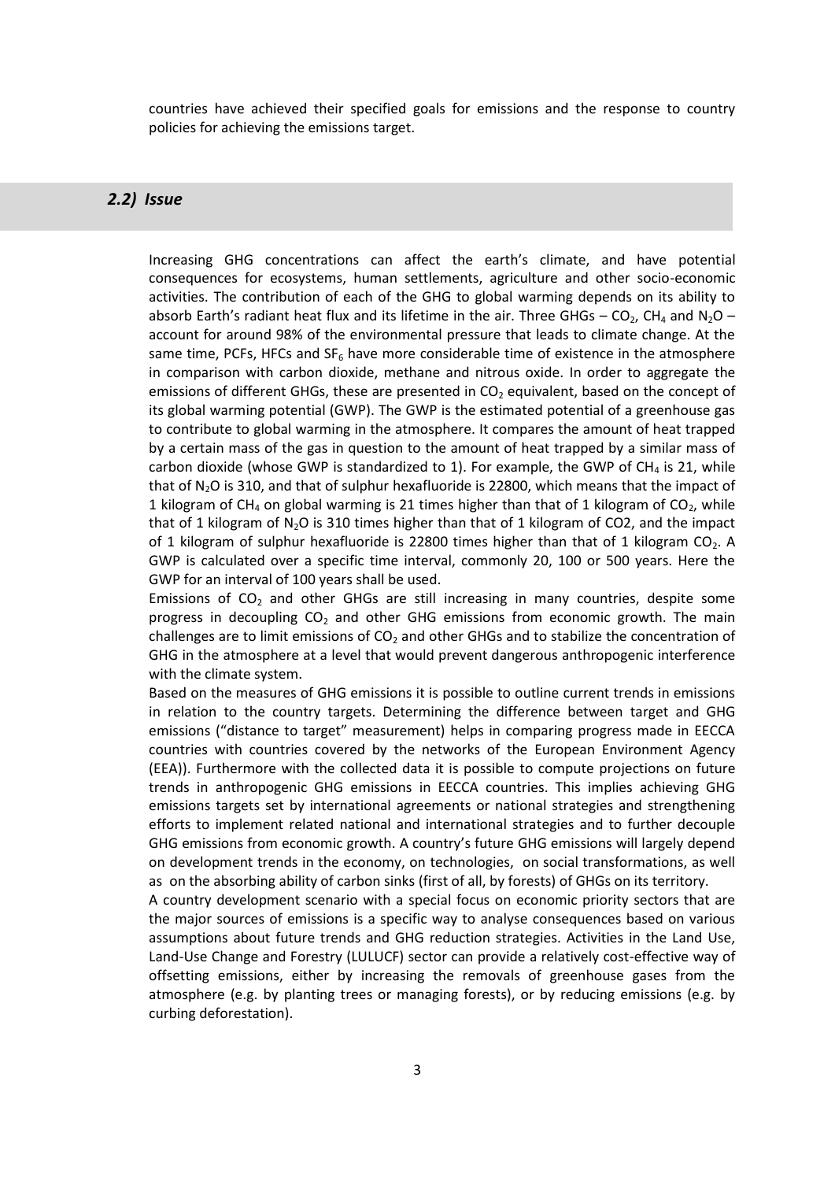countries have achieved their specified goals for emissions and the response to country policies for achieving the emissions target.

## *2.2) Issue*

Increasing GHG concentrations can affect the earth's climate, and have potential consequences for ecosystems, human settlements, agriculture and other socio-economic activities. The contribution of each of the GHG to global warming depends on its ability to absorb Earth's radiant heat flux and its lifetime in the air. Three GHGs – $CO_2$, $CH_4$ and $N_2O$ – account for around 98% of the environmental pressure that leads to climate change. At the same time, PCFs, HFCs and $SF_6$ have more considerable time of existence in the atmosphere in comparison with carbon dioxide, methane and nitrous oxide. In order to aggregate the emissions of different GHGs, these are presented in $CO_2$ equivalent, based on the concept of its global warming potential (GWP). The GWP is the estimated potential of a greenhouse gas to contribute to global warming in the atmosphere. It compares the amount of heat trapped by a certain mass of the gas in question to the amount of heat trapped by a similar mass of carbon dioxide (whose GWP is standardized to 1). For example, the GWP of $CH_4$ is 21, while that of $N_2O$ is 310, and that of sulphur hexafluoride is 22800, which means that the impact of 1 kilogram of $CH_4$ on global warming is 21 times higher than that of 1 kilogram of $CO_2$, while that of 1 kilogram of $N_2O$ is 310 times higher than that of 1 kilogram of CO2, and the impact of 1 kilogram of sulphur hexafluoride is 22800 times higher than that of 1 kilogram $CO_2$. A GWP is calculated over a specific time interval, commonly 20, 100 or 500 years. Here the GWP for an interval of 100 years shall be used.

Emissions of $CO_2$ and other GHGs are still increasing in many countries, despite some progress in decoupling $CO_2$ and other GHG emissions from economic growth. The main challenges are to limit emissions of $CO_2$ and other GHGs and to stabilize the concentration of GHG in the atmosphere at a level that would prevent dangerous anthropogenic interference with the climate system.

Based on the measures of GHG emissions it is possible to outline current trends in emissions in relation to the country targets. Determining the difference between target and GHG emissions ("distance to target" measurement) helps in comparing progress made in EECCA countries with countries covered by the networks of the European Environment Agency (EEA)). Furthermore with the collected data it is possible to compute projections on future trends in anthropogenic GHG emissions in EECCA countries. This implies achieving GHG emissions targets set by international agreements or national strategies and strengthening efforts to implement related national and international strategies and to further decouple GHG emissions from economic growth. A country's future GHG emissions will largely depend on development trends in the economy, on technologies, on social transformations, as well as on the absorbing ability of carbon sinks (first of all, by forests) of GHGs on its territory.

A country development scenario with a special focus on economic priority sectors that are the major sources of emissions is a specific way to analyse consequences based on various assumptions about future trends and GHG reduction strategies. Activities in the Land Use, Land-Use Change and Forestry (LULUCF) sector can provide a relatively cost-effective way of offsetting emissions, either by increasing the removals of greenhouse gases from the atmosphere (e.g. by planting trees or managing forests), or by reducing emissions (e.g. by curbing deforestation).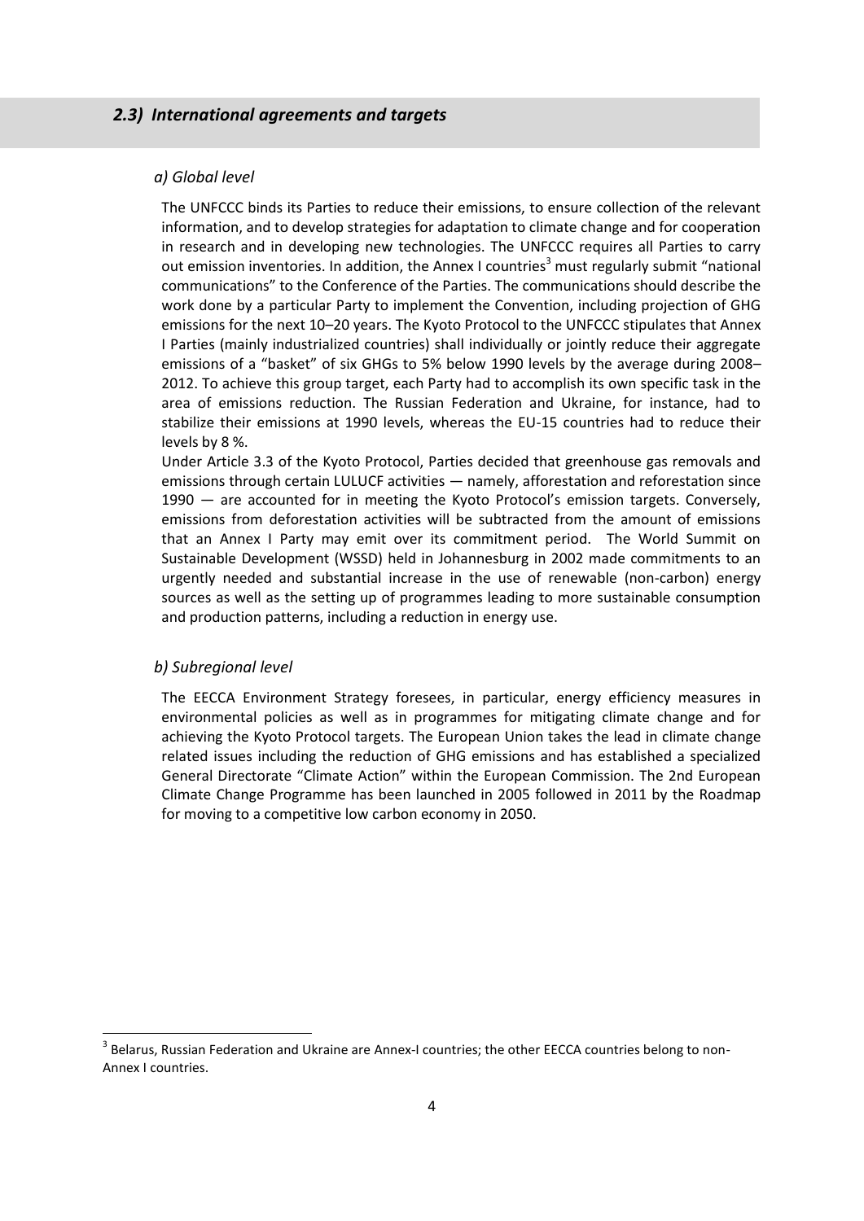## *2.3) International agreements and targets*

### *a) Global level*

The UNFCCC binds its Parties to reduce their emissions, to ensure collection of the relevant information, and to develop strategies for adaptation to climate change and for cooperation in research and in developing new technologies. The UNFCCC requires all Parties to carry out emission inventories. In addition, the Annex I countries[3] must regularly submit "national communications" to the Conference of the Parties. The communications should describe the work done by a particular Party to implement the Convention, including projection of GHG emissions for the next 10–20 years. The Kyoto Protocol to the UNFCCC stipulates that Annex I Parties (mainly industrialized countries) shall individually or jointly reduce their aggregate emissions of a "basket" of six GHGs to 5% below 1990 levels by the average during 2008–2012. To achieve this group target, each Party had to accomplish its own specific task in the area of emissions reduction. The Russian Federation and Ukraine, for instance, had to stabilize their emissions at 1990 levels, whereas the EU-15 countries had to reduce their levels by 8 %.

Under Article 3.3 of the Kyoto Protocol, Parties decided that greenhouse gas removals and emissions through certain LULUCF activities — namely, afforestation and reforestation since 1990 — are accounted for in meeting the Kyoto Protocol's emission targets. Conversely, emissions from deforestation activities will be subtracted from the amount of emissions that an Annex I Party may emit over its commitment period. The World Summit on Sustainable Development (WSSD) held in Johannesburg in 2002 made commitments to an urgently needed and substantial increase in the use of renewable (non-carbon) energy sources as well as the setting up of programmes leading to more sustainable consumption and production patterns, including a reduction in energy use.

### *b) Subregional level*

The EECCA Environment Strategy foresees, in particular, energy efficiency measures in environmental policies as well as in programmes for mitigating climate change and for achieving the Kyoto Protocol targets. The European Union takes the lead in climate change related issues including the reduction of GHG emissions and has established a specialized General Directorate "Climate Action" within the European Commission. The 2nd European Climate Change Programme has been launched in 2005 followed in 2011 by the Roadmap for moving to a competitive low carbon economy in 2050.

---

[3] Belarus, Russian Federation and Ukraine are Annex-I countries; the other EECCA countries belong to non-Annex I countries.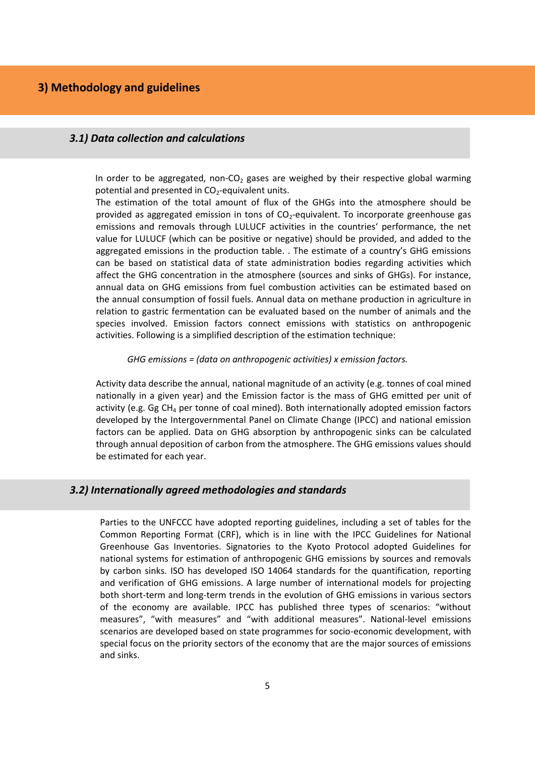## 3) Methodology and guidelines

### *3.1) Data collection and calculations*

In order to be aggregated, non-$CO_2$ gases are weighed by their respective global warming potential and presented in $CO_2$-equivalent units.

The estimation of the total amount of flux of the GHGs into the atmosphere should be provided as aggregated emission in tons of $CO_2$-equivalent. To incorporate greenhouse gas emissions and removals through LULUCF activities in the countries' performance, the net value for LULUCF (which can be positive or negative) should be provided, and added to the aggregated emissions in the production table. . The estimate of a country's GHG emissions can be based on statistical data of state administration bodies regarding activities which affect the GHG concentration in the atmosphere (sources and sinks of GHGs). For instance, annual data on GHG emissions from fuel combustion activities can be estimated based on the annual consumption of fossil fuels. Annual data on methane production in agriculture in relation to gastric fermentation can be evaluated based on the number of animals and the species involved. Emission factors connect emissions with statistics on anthropogenic activities. Following is a simplified description of the estimation technique:

*GHG emissions = (data on anthropogenic activities) x emission factors.*

Activity data describe the annual, national magnitude of an activity (e.g. tonnes of coal mined nationally in a given year) and the Emission factor is the mass of GHG emitted per unit of activity (e.g. Gg $CH_4$ per tonne of coal mined). Both internationally adopted emission factors developed by the Intergovernmental Panel on Climate Change (IPCC) and national emission factors can be applied. Data on GHG absorption by anthropogenic sinks can be calculated through annual deposition of carbon from the atmosphere. The GHG emissions values should be estimated for each year.

### *3.2) Internationally agreed methodologies and standards*

Parties to the UNFCCC have adopted reporting guidelines, including a set of tables for the Common Reporting Format (CRF), which is in line with the IPCC Guidelines for National Greenhouse Gas Inventories. Signatories to the Kyoto Protocol adopted Guidelines for national systems for estimation of anthropogenic GHG emissions by sources and removals by carbon sinks. ISO has developed ISO 14064 standards for the quantification, reporting and verification of GHG emissions. A large number of international models for projecting both short-term and long-term trends in the evolution of GHG emissions in various sectors of the economy are available. IPCC has published three types of scenarios: "without measures", "with measures" and "with additional measures". National-level emissions scenarios are developed based on state programmes for socio-economic development, with special focus on the priority sectors of the economy that are the major sources of emissions and sinks.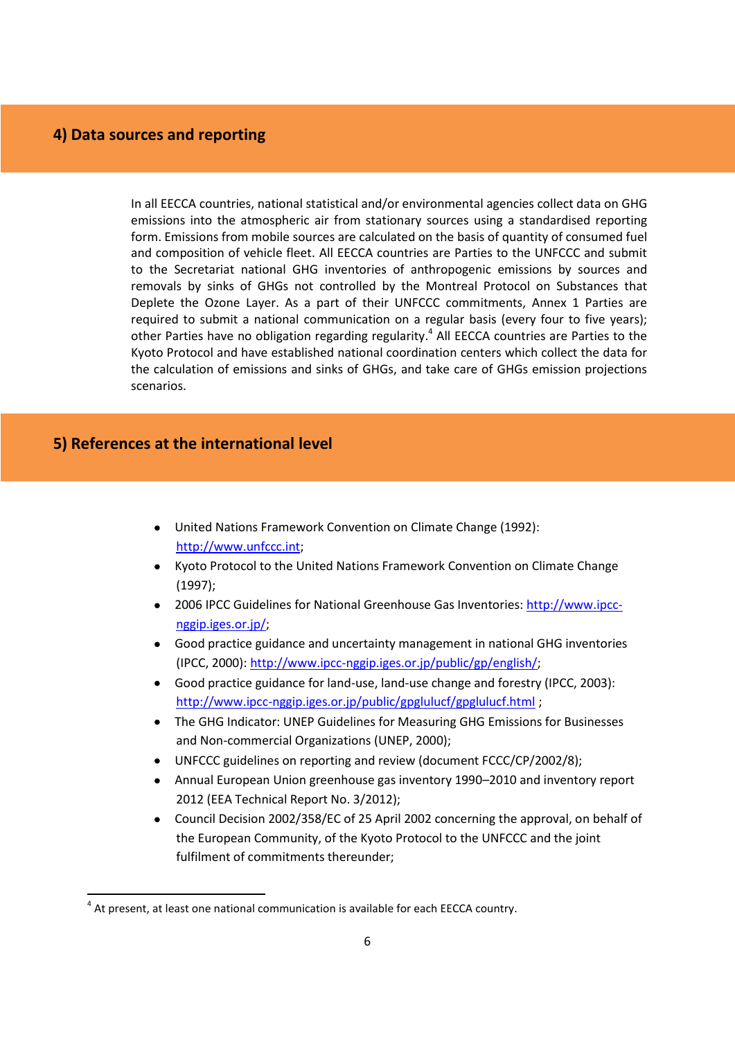## 4) Data sources and reporting

In all EECCA countries, national statistical and/or environmental agencies collect data on GHG emissions into the atmospheric air from stationary sources using a standardised reporting form. Emissions from mobile sources are calculated on the basis of quantity of consumed fuel and composition of vehicle fleet. All EECCA countries are Parties to the UNFCCC and submit to the Secretariat national GHG inventories of anthropogenic emissions by sources and removals by sinks of GHGs not controlled by the Montreal Protocol on Substances that Deplete the Ozone Layer. As a part of their UNFCCC commitments, Annex 1 Parties are required to submit a national communication on a regular basis (every four to five years); other Parties have no obligation regarding regularity.[4] All EECCA countries are Parties to the Kyoto Protocol and have established national coordination centers which collect the data for the calculation of emissions and sinks of GHGs, and take care of GHGs emission projections scenarios.

## 5) References at the international level

- United Nations Framework Convention on Climate Change (1992): http://www.unfccc.int;
- Kyoto Protocol to the United Nations Framework Convention on Climate Change (1997);
- 2006 IPCC Guidelines for National Greenhouse Gas Inventories: http://www.ipcc-nggip.iges.or.jp/;
- Good practice guidance and uncertainty management in national GHG inventories (IPCC, 2000): http://www.ipcc-nggip.iges.or.jp/public/gp/english/;
- Good practice guidance for land-use, land-use change and forestry (IPCC, 2003): http://www.ipcc-nggip.iges.or.jp/public/gpglulucf/gpglulucf.html ;
- The GHG Indicator: UNEP Guidelines for Measuring GHG Emissions for Businesses and Non-commercial Organizations (UNEP, 2000);
- UNFCCC guidelines on reporting and review (document FCCC/CP/2002/8);
- Annual European Union greenhouse gas inventory 1990–2010 and inventory report 2012 (EEA Technical Report No. 3/2012);
- Council Decision 2002/358/EC of 25 April 2002 concerning the approval, on behalf of the European Community, of the Kyoto Protocol to the UNFCCC and the joint fulfilment of commitments thereunder;

[4] At present, at least one national communication is available for each EECCA country.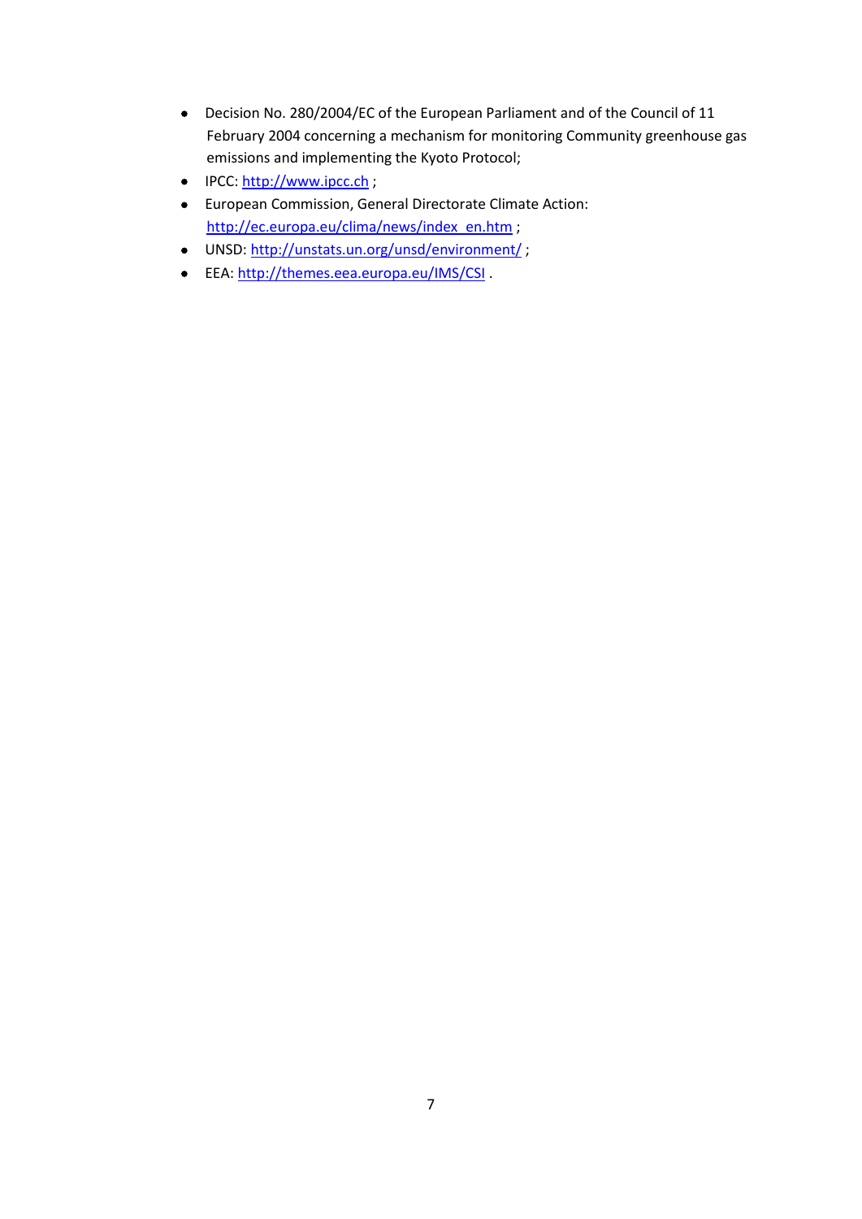- Decision No. 280/2004/EC of the European Parliament and of the Council of 11 February 2004 concerning a mechanism for monitoring Community greenhouse gas emissions and implementing the Kyoto Protocol;
- IPCC: http://www.ipcc.ch ;
- European Commission, General Directorate Climate Action: http://ec.europa.eu/clima/news/index_en.htm ;
- UNSD: http://unstats.un.org/unsd/environment/ ;
- EEA: http://themes.eea.europa.eu/IMS/CSI .